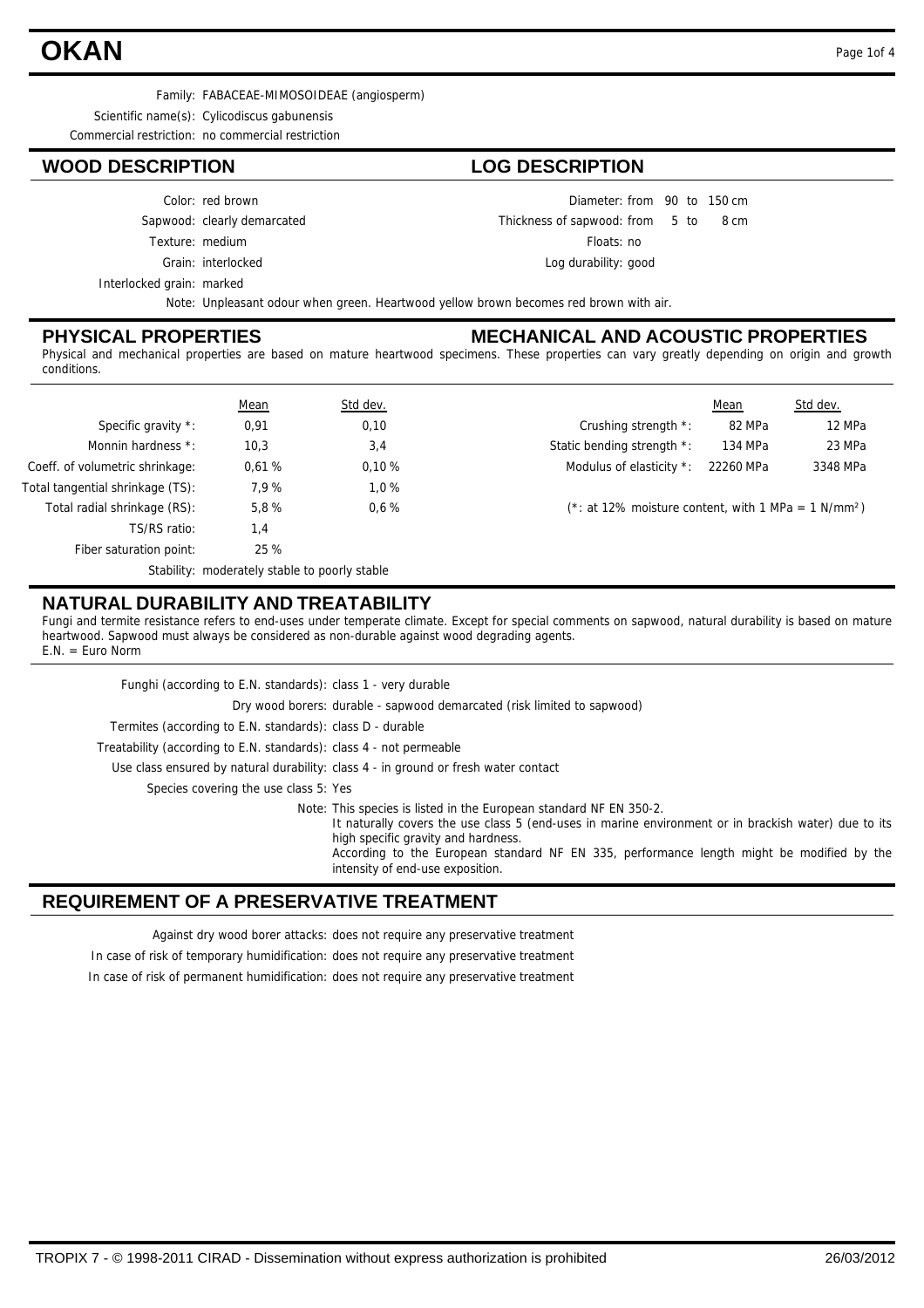# OKAN

Family: FABACEAE-MIMOSOIDEAE (angiosperm)

Scientific name(s): Cylicodiscus gabunensis

Commercial restriction: no commercial restriction

## WOOD DESCRIPTION

Color: red brown

Sapwood: clearly demarcated

Texture: medium

Grain: interlocked

Interlocked grain: marked

## LOG DESCRIPTION

Diameter: from 90 to 150 cm

Thickness of sapwood: from 5 to 8 cm

Floats: no

Log durability: good

Note: Unpleasant odour when green. Heartwood yellow brown becomes red brown with air.

## PHYSICAL PROPERTIES

## MECHANICAL AND ACOUSTIC PROPERTIES

Physical and mechanical properties are based on mature heartwood specimens. These properties can vary greatly depending on origin and growth conditions.

| | Mean | Std dev. |
|---|---|---|
| Specific gravity *: | 0,91 | 0,10 |
| Monnin hardness *: | 10,3 | 3,4 |
| Coeff. of volumetric shrinkage: | 0,61 % | 0,10 % |
| Total tangential shrinkage (TS): | 7,9 % | 1,0 % |
| Total radial shrinkage (RS): | 5,8 % | 0,6 % |
| TS/RS ratio: | 1,4 | |
| Fiber saturation point: | 25 % | |

Stability: moderately stable to poorly stable

| | Mean | Std dev. |
|---|---|---|
| Crushing strength *: | 82 MPa | 12 MPa |
| Static bending strength *: | 134 MPa | 23 MPa |
| Modulus of elasticity *: | 22260 MPa | 3348 MPa |

(*: at 12% moisture content, with 1 MPa = 1 N/mm²)

## NATURAL DURABILITY AND TREATABILITY

Fungi and termite resistance refers to end-uses under temperate climate. Except for special comments on sapwood, natural durability is based on mature heartwood. Sapwood must always be considered as non-durable against wood degrading agents.
E.N. = Euro Norm

Funghi (according to E.N. standards): class 1 - very durable

Dry wood borers: durable - sapwood demarcated (risk limited to sapwood)

Termites (according to E.N. standards): class D - durable

Treatability (according to E.N. standards): class 4 - not permeable

Use class ensured by natural durability: class 4 - in ground or fresh water contact

Species covering the use class 5: Yes

Note: This species is listed in the European standard NF EN 350-2.
It naturally covers the use class 5 (end-uses in marine environment or in brackish water) due to its high specific gravity and hardness.
According to the European standard NF EN 335, performance length might be modified by the intensity of end-use exposition.

## REQUIREMENT OF A PRESERVATIVE TREATMENT

Against dry wood borer attacks: does not require any preservative treatment

In case of risk of temporary humidification: does not require any preservative treatment

In case of risk of permanent humidification: does not require any preservative treatment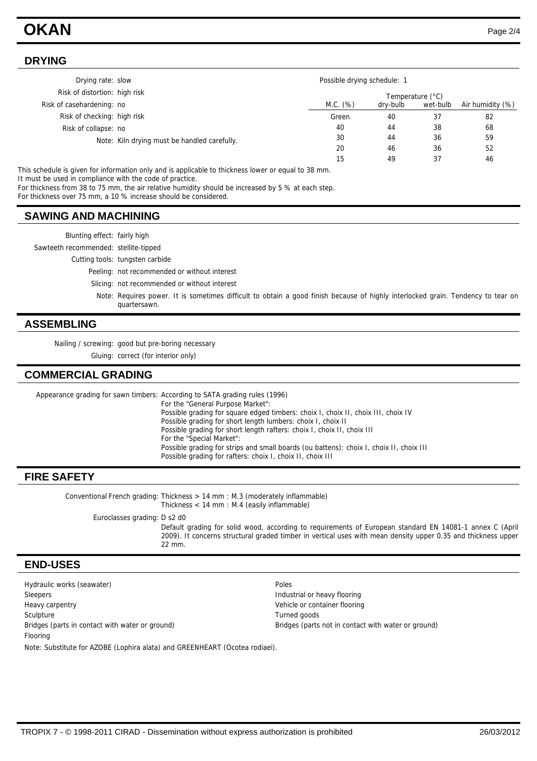## DRYING

Drying rate: slow

Risk of distortion: high risk

Risk of casehardening: no

Risk of checking: high risk

Risk of collapse: no

Note: Kiln drying must be handled carefully.

Possible drying schedule: 1

| M.C. (%) | Temperature (°C) dry-bulb | Temperature (°C) wet-bulb | Air humidity (%) |
|---|---|---|---|
| Green | 40 | 37 | 82 |
| 40 | 44 | 38 | 68 |
| 30 | 44 | 36 | 59 |
| 20 | 46 | 36 | 52 |
| 15 | 49 | 37 | 46 |

This schedule is given for information only and is applicable to thickness lower or equal to 38 mm.
It must be used in compliance with the code of practice.
For thickness from 38 to 75 mm, the air relative humidity should be increased by 5 % at each step.
For thickness over 75 mm, a 10 % increase should be considered.

## SAWING AND MACHINING

Blunting effect: fairly high

Sawteeth recommended: stellite-tipped

Cutting tools: tungsten carbide

Peeling: not recommended or without interest

Slicing: not recommended or without interest

Note: Requires power. It is sometimes difficult to obtain a good finish because of highly interlocked grain. Tendency to tear on quartersawn.

## ASSEMBLING

Nailing / screwing: good but pre-boring necessary

Gluing: correct (for interior only)

## COMMERCIAL GRADING

Appearance grading for sawn timbers: According to SATA grading rules (1996)
For the "General Purpose Market":
Possible grading for square edged timbers: choix I, choix II, choix III, choix IV
Possible grading for short length lumbers: choix I, choix II
Possible grading for short length rafters: choix I, choix II, choix III
For the "Special Market":
Possible grading for strips and small boards (ou battens): choix I, choix II, choix III
Possible grading for rafters: choix I, choix II, choix III

## FIRE SAFETY

Conventional French grading: Thickness > 14 mm : M.3 (moderately inflammable)
Thickness < 14 mm : M.4 (easily inflammable)

Euroclasses grading: D s2 d0
Default grading for solid wood, according to requirements of European standard EN 14081-1 annex C (April 2009). It concerns structural graded timber in vertical uses with mean density upper 0.35 and thickness upper 22 mm.

## END-USES

Hydraulic works (seawater)
Sleepers
Heavy carpentry
Sculpture
Bridges (parts in contact with water or ground)
Flooring
Poles
Industrial or heavy flooring
Vehicle or container flooring
Turned goods
Bridges (parts not in contact with water or ground)

Note: Substitute for AZOBE (Lophira alata) and GREENHEART (Ocotea rodiaei).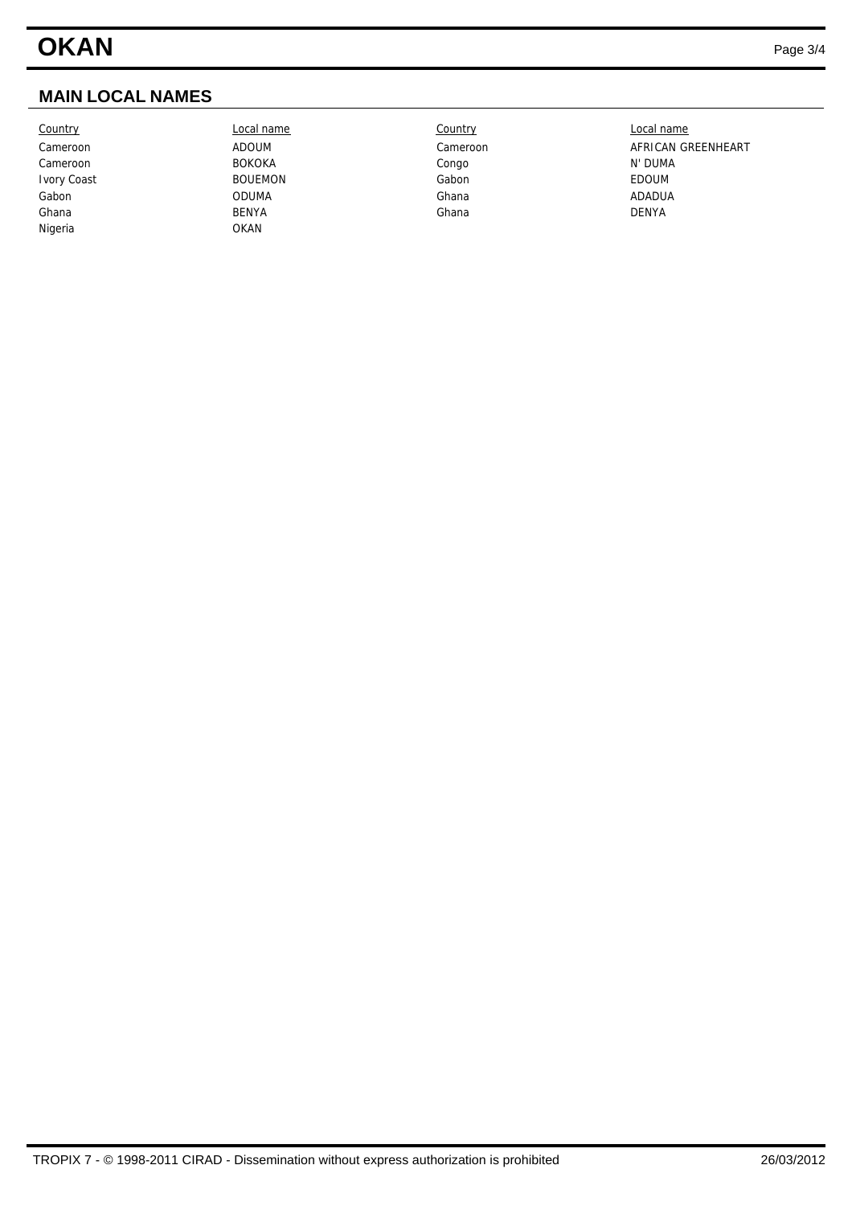## MAIN LOCAL NAMES

| Country | Local name | Country | Local name |
|---|---|---|---|
| Cameroon | ADOUM | Cameroon | AFRICAN GREENHEART |
| Cameroon | BOKOKA | Congo | N' DUMA |
| Ivory Coast | BOUEMON | Gabon | EDOUM |
| Gabon | ODUMA | Ghana | ADADUA |
| Ghana | BENYA | Ghana | DENYA |
| Nigeria | OKAN | | |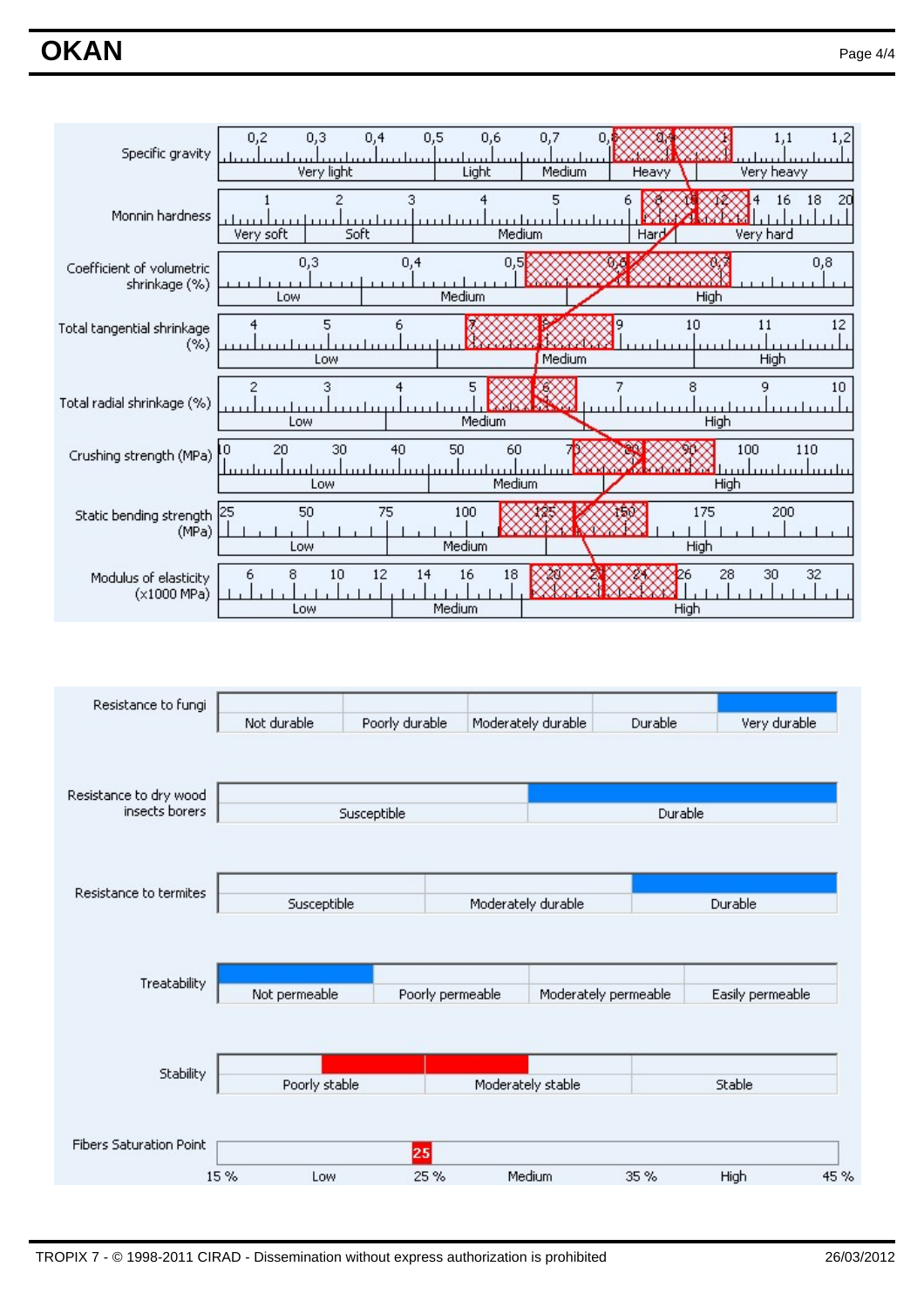# OKAN

Specific gravity
0,2 0,3 0,4 0,5 0,6 0,7 0,8 0,9 1 1,1 1,2
Very light | Light | Medium | Heavy | Very heavy

Monnin hardness
1 2 3 4 5 6 8 10 12 14 16 18 20
Very soft | Soft | Medium | Hard | Very hard

Coefficient of volumetric shrinkage (%)
0,3 0,4 0,5 0,6 0,7 0,8
Low | Medium | High

Total tangential shrinkage (%)
4 5 6 7 8 9 10 11 12
Low | Medium | High

Total radial shrinkage (%)
2 3 4 5 6 7 8 9 10
Low | Medium | High

Crushing strength (MPa)
10 20 30 40 50 60 70 80 90 100 110
Low | Medium | High

Static bending strength (MPa)
25 50 75 100 125 150 175 200
Low | Medium | High

Modulus of elasticity (x1000 MPa)
6 8 10 12 14 16 18 20 22 24 26 28 30 32
Low | Medium | High

Resistance to fungi
Not durable | Poorly durable | Moderately durable | Durable | Very durable

Resistance to dry wood insects borers
Susceptible | Durable

Resistance to termites
Susceptible | Moderately durable | Durable

Treatability
Not permeable | Poorly permeable | Moderately permeable | Easily permeable

Stability
Poorly stable | Moderately stable | Stable

Fibers Saturation Point
25
15 % | Low | 25 % | Medium | 35 % | High | 45 %

TROPIX 7 - © 1998-2011 CIRAD - Dissemination without express authorization is prohibited 26/03/2012